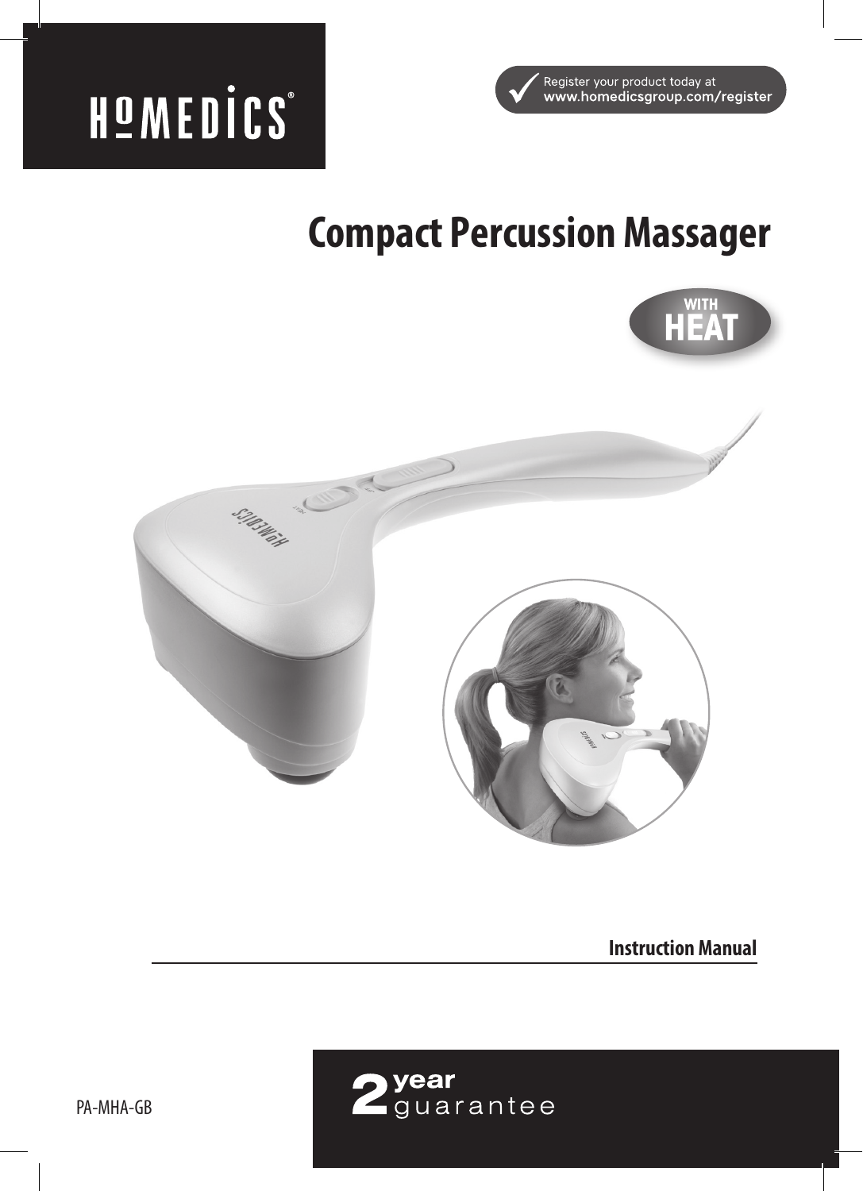HoMEDiCS®

Register your product today at
www.homedicsgroup.com/register

# Compact Percussion Massager

WITH HEAT

**Instruction Manual**

PA-MHA-GB

2 year guarantee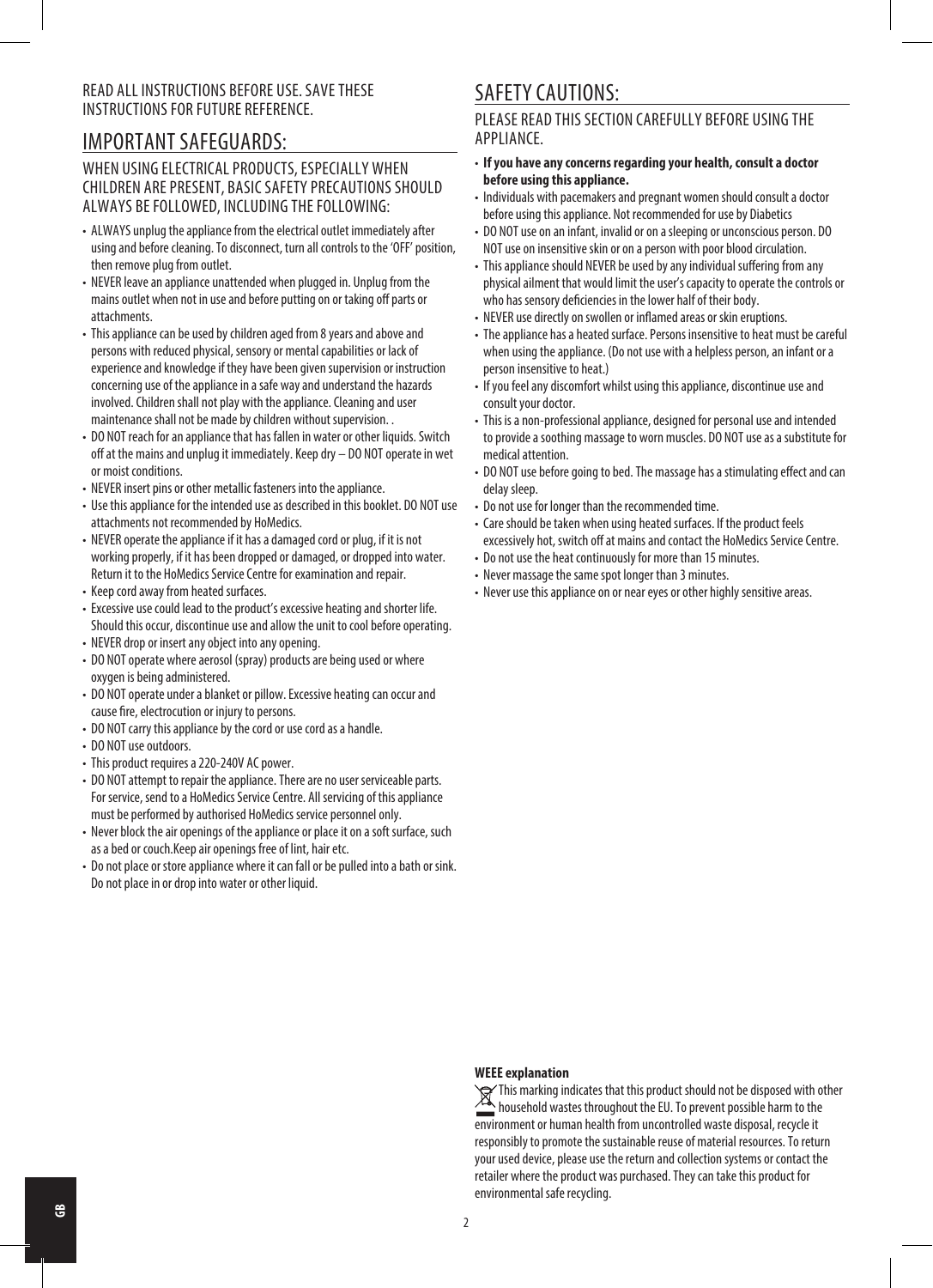READ ALL INSTRUCTIONS BEFORE USE. SAVE THESE INSTRUCTIONS FOR FUTURE REFERENCE.

## IMPORTANT SAFEGUARDS:

WHEN USING ELECTRICAL PRODUCTS, ESPECIALLY WHEN CHILDREN ARE PRESENT, BASIC SAFETY PRECAUTIONS SHOULD ALWAYS BE FOLLOWED, INCLUDING THE FOLLOWING:

- ALWAYS unplug the appliance from the electrical outlet immediately after using and before cleaning. To disconnect, turn all controls to the 'OFF' position, then remove plug from outlet.
- NEVER leave an appliance unattended when plugged in. Unplug from the mains outlet when not in use and before putting on or taking off parts or attachments.
- This appliance can be used by children aged from 8 years and above and persons with reduced physical, sensory or mental capabilities or lack of experience and knowledge if they have been given supervision or instruction concerning use of the appliance in a safe way and understand the hazards involved. Children shall not play with the appliance. Cleaning and user maintenance shall not be made by children without supervision. .
- DO NOT reach for an appliance that has fallen in water or other liquids. Switch off at the mains and unplug it immediately. Keep dry – DO NOT operate in wet or moist conditions.
- NEVER insert pins or other metallic fasteners into the appliance.
- Use this appliance for the intended use as described in this booklet. DO NOT use attachments not recommended by HoMedics.
- NEVER operate the appliance if it has a damaged cord or plug, if it is not working properly, if it has been dropped or damaged, or dropped into water. Return it to the HoMedics Service Centre for examination and repair.
- Keep cord away from heated surfaces.
- Excessive use could lead to the product's excessive heating and shorter life. Should this occur, discontinue use and allow the unit to cool before operating.
- NEVER drop or insert any object into any opening.
- DO NOT operate where aerosol (spray) products are being used or where oxygen is being administered.
- DO NOT operate under a blanket or pillow. Excessive heating can occur and cause fire, electrocution or injury to persons.
- DO NOT carry this appliance by the cord or use cord as a handle.
- DO NOT use outdoors.
- This product requires a 220-240V AC power.
- DO NOT attempt to repair the appliance. There are no user serviceable parts. For service, send to a HoMedics Service Centre. All servicing of this appliance must be performed by authorised HoMedics service personnel only.
- Never block the air openings of the appliance or place it on a soft surface, such as a bed or couch.Keep air openings free of lint, hair etc.
- Do not place or store appliance where it can fall or be pulled into a bath or sink. Do not place in or drop into water or other liquid.

## SAFETY CAUTIONS:

PLEASE READ THIS SECTION CAREFULLY BEFORE USING THE APPLIANCE.

- **If you have any concerns regarding your health, consult a doctor before using this appliance.**
- Individuals with pacemakers and pregnant women should consult a doctor before using this appliance. Not recommended for use by Diabetics
- DO NOT use on an infant, invalid or on a sleeping or unconscious person. DO NOT use on insensitive skin or on a person with poor blood circulation.
- This appliance should NEVER be used by any individual suffering from any physical ailment that would limit the user's capacity to operate the controls or who has sensory deficiencies in the lower half of their body.
- NEVER use directly on swollen or inflamed areas or skin eruptions.
- The appliance has a heated surface. Persons insensitive to heat must be careful when using the appliance. (Do not use with a helpless person, an infant or a person insensitive to heat.)
- If you feel any discomfort whilst using this appliance, discontinue use and consult your doctor.
- This is a non-professional appliance, designed for personal use and intended to provide a soothing massage to worn muscles. DO NOT use as a substitute for medical attention.
- DO NOT use before going to bed. The massage has a stimulating effect and can delay sleep.
- Do not use for longer than the recommended time.
- Care should be taken when using heated surfaces. If the product feels excessively hot, switch off at mains and contact the HoMedics Service Centre.
- Do not use the heat continuously for more than 15 minutes.
- Never massage the same spot longer than 3 minutes.
- Never use this appliance on or near eyes or other highly sensitive areas.

**WEEE explanation**

This marking indicates that this product should not be disposed with other household wastes throughout the EU. To prevent possible harm to the environment or human health from uncontrolled waste disposal, recycle it responsibly to promote the sustainable reuse of material resources. To return your used device, please use the return and collection systems or contact the retailer where the product was purchased. They can take this product for environmental safe recycling.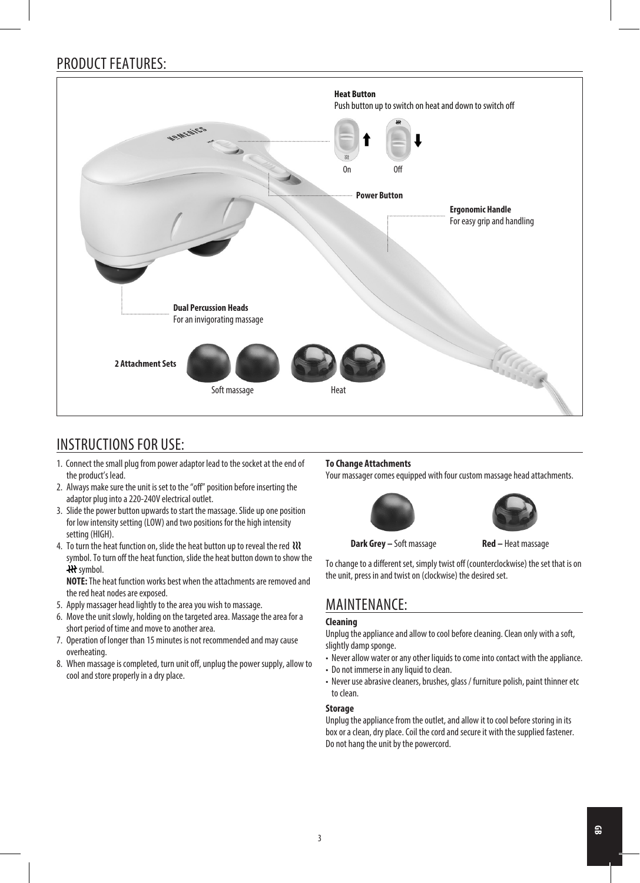## PRODUCT FEATURES:

**Heat Button**
Push button up to switch on heat and down to switch off

On Off

**Power Button**

**Ergonomic Handle**
For easy grip and handling

**Dual Percussion Heads**
For an invigorating massage

**2 Attachment Sets**

Soft massage Heat

## INSTRUCTIONS FOR USE:

1. Connect the small plug from power adaptor lead to the socket at the end of the product's lead.
2. Always make sure the unit is set to the "off" position before inserting the adaptor plug into a 220-240V electrical outlet.
3. Slide the power button upwards to start the massage. Slide up one position for low intensity setting (LOW) and two positions for the high intensity setting (HIGH).
4. To turn the heat function on, slide the heat button up to reveal the red ≀≀≀ symbol. To turn off the heat function, slide the heat button down to show the ≀≀≀ symbol.
   **NOTE:** The heat function works best when the attachments are removed and the red heat nodes are exposed.
5. Apply massager head lightly to the area you wish to massage.
6. Move the unit slowly, holding on the targeted area. Massage the area for a short period of time and move to another area.
7. Operation of longer than 15 minutes is not recommended and may cause overheating.
8. When massage is completed, turn unit off, unplug the power supply, allow to cool and store properly in a dry place.

**To Change Attachments**
Your massager comes equipped with four custom massage head attachments.

**Dark Grey –** Soft massage **Red –** Heat massage

To change to a different set, simply twist off (counterclockwise) the set that is on the unit, press in and twist on (clockwise) the desired set.

## MAINTENANCE:

**Cleaning**
Unplug the appliance and allow to cool before cleaning. Clean only with a soft, slightly damp sponge.

- Never allow water or any other liquids to come into contact with the appliance.
- Do not immerse in any liquid to clean.
- Never use abrasive cleaners, brushes, glass / furniture polish, paint thinner etc to clean.

**Storage**
Unplug the appliance from the outlet, and allow it to cool before storing in its box or a clean, dry place. Coil the cord and secure it with the supplied fastener. Do not hang the unit by the powercord.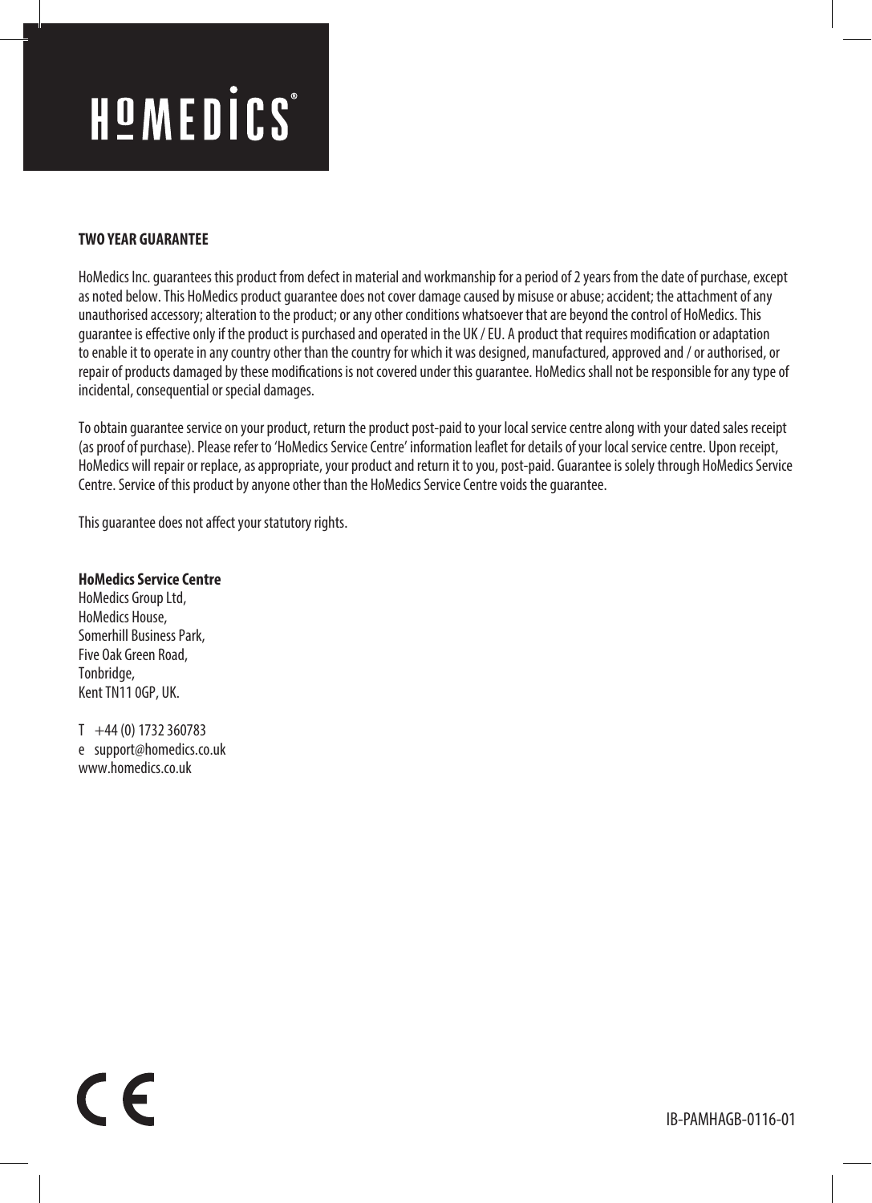HOMEDICS®

**TWO YEAR GUARANTEE**

HoMedics Inc. guarantees this product from defect in material and workmanship for a period of 2 years from the date of purchase, except as noted below. This HoMedics product guarantee does not cover damage caused by misuse or abuse; accident; the attachment of any unauthorised accessory; alteration to the product; or any other conditions whatsoever that are beyond the control of HoMedics. This guarantee is effective only if the product is purchased and operated in the UK / EU. A product that requires modification or adaptation to enable it to operate in any country other than the country for which it was designed, manufactured, approved and / or authorised, or repair of products damaged by these modifications is not covered under this guarantee. HoMedics shall not be responsible for any type of incidental, consequential or special damages.

To obtain guarantee service on your product, return the product post-paid to your local service centre along with your dated sales receipt (as proof of purchase). Please refer to 'HoMedics Service Centre' information leaflet for details of your local service centre. Upon receipt, HoMedics will repair or replace, as appropriate, your product and return it to you, post-paid. Guarantee is solely through HoMedics Service Centre. Service of this product by anyone other than the HoMedics Service Centre voids the guarantee.

This guarantee does not affect your statutory rights.

**HoMedics Service Centre**
HoMedics Group Ltd,
HoMedics House,
Somerhill Business Park,
Five Oak Green Road,
Tonbridge,
Kent TN11 0GP, UK.

T +44 (0) 1732 360783
e support@homedics.co.uk
www.homedics.co.uk

CE

IB-PAMHAGB-0116-01